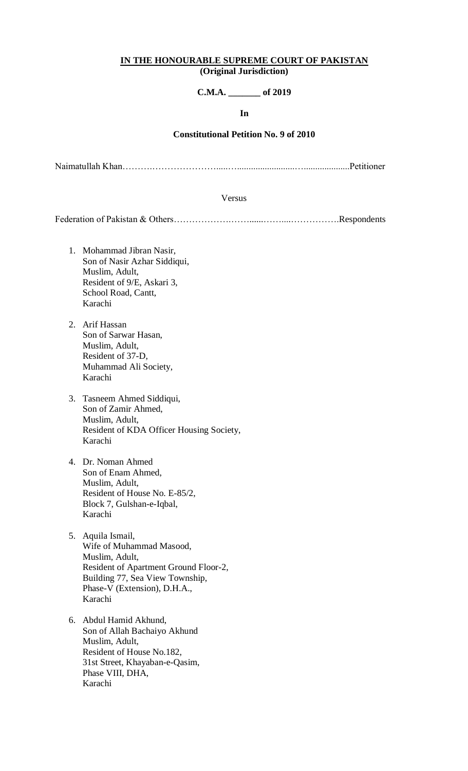**IN THE HONOURABLE SUPREME COURT OF PAKISTAN**
**(Original Jurisdiction)**

**C.M.A. _______ of 2019**

**In**

**Constitutional Petition No. 9 of 2010**

Naimatullah Khan……….…………………....…..........................….....................Petitioner

Versus

Federation of Pakistan & Others……………….……......……....…………….Respondents

1. Mohammad Jibran Nasir,
   Son of Nasir Azhar Siddiqui,
   Muslim, Adult,
   Resident of 9/E, Askari 3,
   School Road, Cantt,
   Karachi

2. Arif Hassan
   Son of Sarwar Hasan,
   Muslim, Adult,
   Resident of 37-D,
   Muhammad Ali Society,
   Karachi

3. Tasneem Ahmed Siddiqui,
   Son of Zamir Ahmed,
   Muslim, Adult,
   Resident of KDA Officer Housing Society,
   Karachi

4. Dr. Noman Ahmed
   Son of Enam Ahmed,
   Muslim, Adult,
   Resident of House No. E-85/2,
   Block 7, Gulshan-e-Iqbal,
   Karachi

5. Aquila Ismail,
   Wife of Muhammad Masood,
   Muslim, Adult,
   Resident of Apartment Ground Floor-2,
   Building 77, Sea View Township,
   Phase-V (Extension), D.H.A.,
   Karachi

6. Abdul Hamid Akhund,
   Son of Allah Bachaiyo Akhund
   Muslim, Adult,
   Resident of House No.182,
   31st Street, Khayaban-e-Qasim,
   Phase VIII, DHA,
   Karachi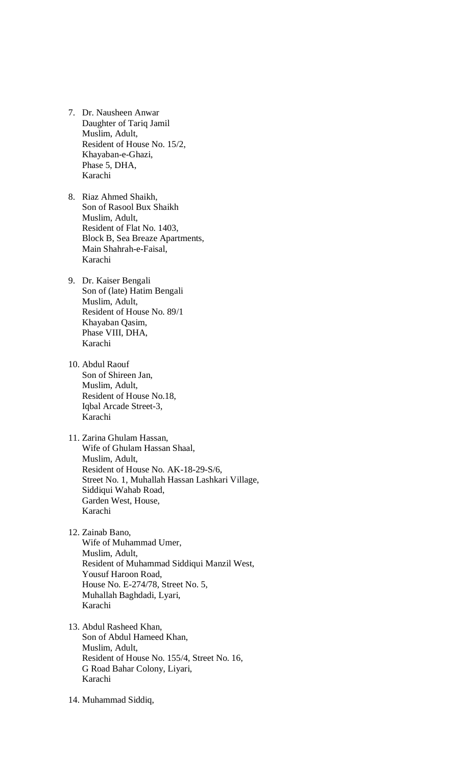7. Dr. Nausheen Anwar
   Daughter of Tariq Jamil
   Muslim, Adult,
   Resident of House No. 15/2,
   Khayaban-e-Ghazi,
   Phase 5, DHA,
   Karachi

8. Riaz Ahmed Shaikh,
   Son of Rasool Bux Shaikh
   Muslim, Adult,
   Resident of Flat No. 1403,
   Block B, Sea Breaze Apartments,
   Main Shahrah-e-Faisal,
   Karachi

9. Dr. Kaiser Bengali
   Son of (late) Hatim Bengali
   Muslim, Adult,
   Resident of House No. 89/1
   Khayaban Qasim,
   Phase VIII, DHA,
   Karachi

10. Abdul Raouf
    Son of Shireen Jan,
    Muslim, Adult,
    Resident of House No.18,
    Iqbal Arcade Street-3,
    Karachi

11. Zarina Ghulam Hassan,
    Wife of Ghulam Hassan Shaal,
    Muslim, Adult,
    Resident of House No. AK-18-29-S/6,
    Street No. 1, Muhallah Hassan Lashkari Village,
    Siddiqui Wahab Road,
    Garden West, House,
    Karachi

12. Zainab Bano,
    Wife of Muhammad Umer,
    Muslim, Adult,
    Resident of Muhammad Siddiqui Manzil West,
    Yousuf Haroon Road,
    House No. E-274/78, Street No. 5,
    Muhallah Baghdadi, Lyari,
    Karachi

13. Abdul Rasheed Khan,
    Son of Abdul Hameed Khan,
    Muslim, Adult,
    Resident of House No. 155/4, Street No. 16,
    G Road Bahar Colony, Liyari,
    Karachi

14. Muhammad Siddiq,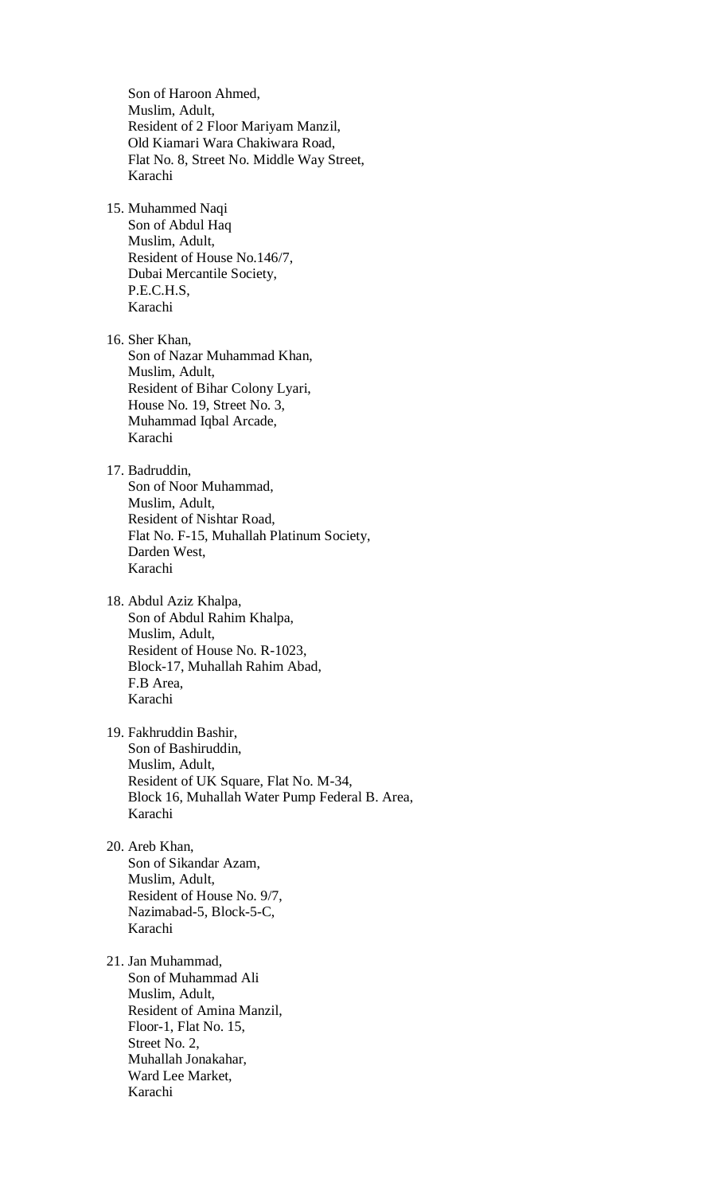Son of Haroon Ahmed,
Muslim, Adult,
Resident of 2 Floor Mariyam Manzil,
Old Kiamari Wara Chakiwara Road,
Flat No. 8, Street No. Middle Way Street,
Karachi

15. Muhammed Naqi
    Son of Abdul Haq
    Muslim, Adult,
    Resident of House No.146/7,
    Dubai Mercantile Society,
    P.E.C.H.S,
    Karachi

16. Sher Khan,
    Son of Nazar Muhammad Khan,
    Muslim, Adult,
    Resident of Bihar Colony Lyari,
    House No. 19, Street No. 3,
    Muhammad Iqbal Arcade,
    Karachi

17. Badruddin,
    Son of Noor Muhammad,
    Muslim, Adult,
    Resident of Nishtar Road,
    Flat No. F-15, Muhallah Platinum Society,
    Darden West,
    Karachi

18. Abdul Aziz Khalpa,
    Son of Abdul Rahim Khalpa,
    Muslim, Adult,
    Resident of House No. R-1023,
    Block-17, Muhallah Rahim Abad,
    F.B Area,
    Karachi

19. Fakhruddin Bashir,
    Son of Bashiruddin,
    Muslim, Adult,
    Resident of UK Square, Flat No. M-34,
    Block 16, Muhallah Water Pump Federal B. Area,
    Karachi

20. Areb Khan,
    Son of Sikandar Azam,
    Muslim, Adult,
    Resident of House No. 9/7,
    Nazimabad-5, Block-5-C,
    Karachi

21. Jan Muhammad,
    Son of Muhammad Ali
    Muslim, Adult,
    Resident of Amina Manzil,
    Floor-1, Flat No. 15,
    Street No. 2,
    Muhallah Jonakahar,
    Ward Lee Market,
    Karachi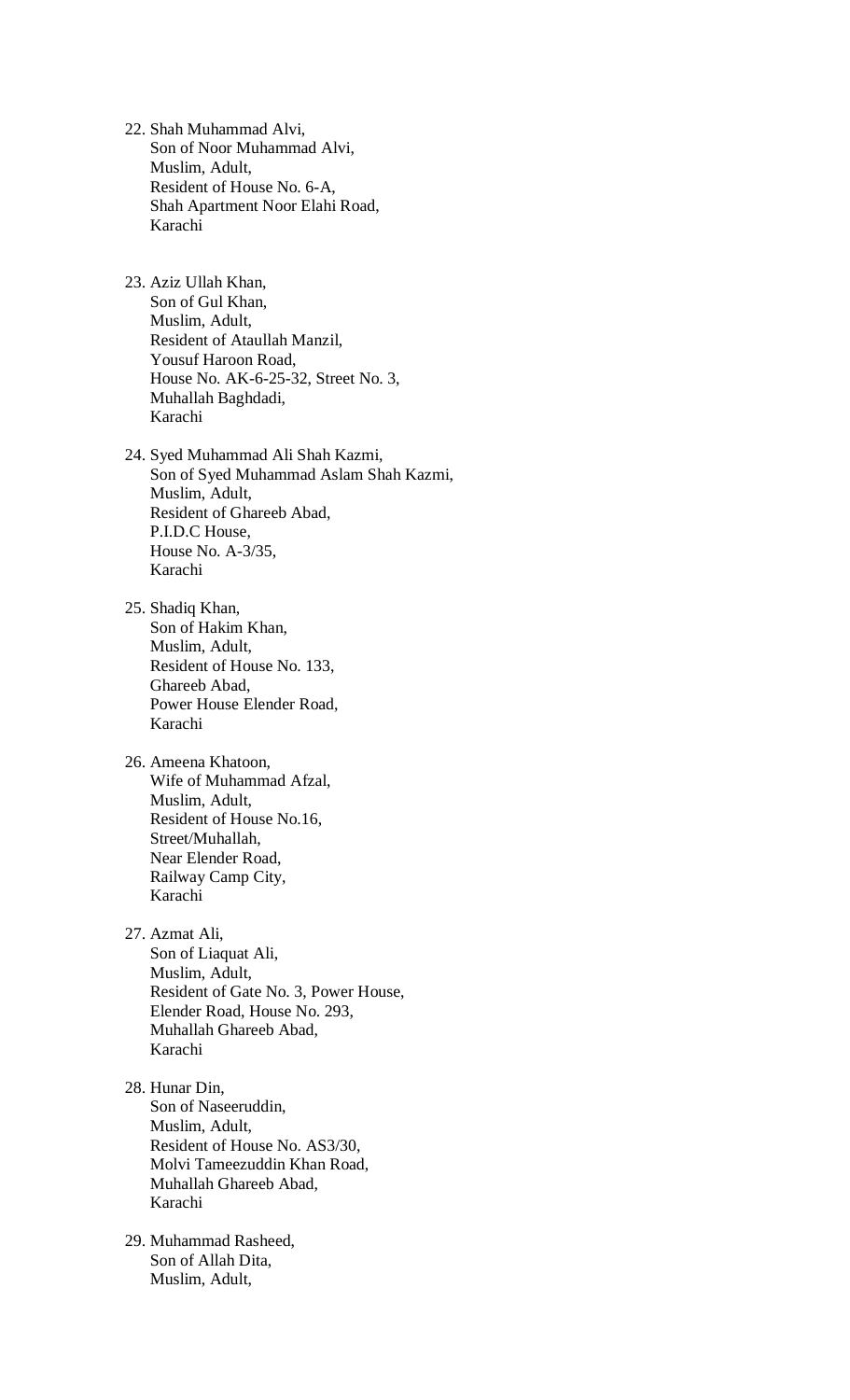22. Shah Muhammad Alvi,
    Son of Noor Muhammad Alvi,
    Muslim, Adult,
    Resident of House No. 6-A,
    Shah Apartment Noor Elahi Road,
    Karachi

23. Aziz Ullah Khan,
    Son of Gul Khan,
    Muslim, Adult,
    Resident of Ataullah Manzil,
    Yousuf Haroon Road,
    House No. AK-6-25-32, Street No. 3,
    Muhallah Baghdadi,
    Karachi

24. Syed Muhammad Ali Shah Kazmi,
    Son of Syed Muhammad Aslam Shah Kazmi,
    Muslim, Adult,
    Resident of Ghareeb Abad,
    P.I.D.C House,
    House No. A-3/35,
    Karachi

25. Shadiq Khan,
    Son of Hakim Khan,
    Muslim, Adult,
    Resident of House No. 133,
    Ghareeb Abad,
    Power House Elender Road,
    Karachi

26. Ameena Khatoon,
    Wife of Muhammad Afzal,
    Muslim, Adult,
    Resident of House No.16,
    Street/Muhallah,
    Near Elender Road,
    Railway Camp City,
    Karachi

27. Azmat Ali,
    Son of Liaquat Ali,
    Muslim, Adult,
    Resident of Gate No. 3, Power House,
    Elender Road, House No. 293,
    Muhallah Ghareeb Abad,
    Karachi

28. Hunar Din,
    Son of Naseeruddin,
    Muslim, Adult,
    Resident of House No. AS3/30,
    Molvi Tameezuddin Khan Road,
    Muhallah Ghareeb Abad,
    Karachi

29. Muhammad Rasheed,
    Son of Allah Dita,
    Muslim, Adult,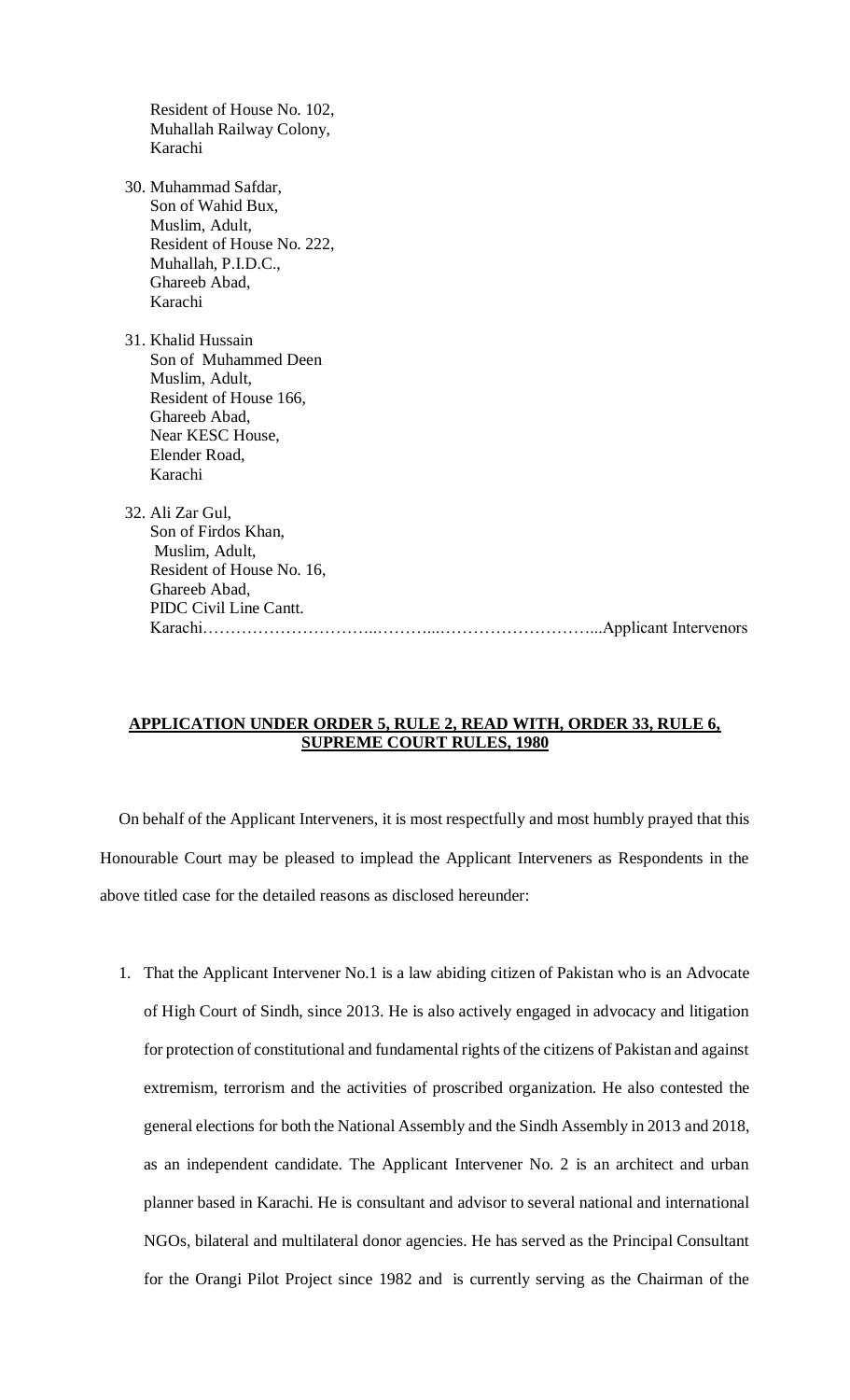Resident of House No. 102,
Muhallah Railway Colony,
Karachi

30. Muhammad Safdar,
    Son of Wahid Bux,
    Muslim, Adult,
    Resident of House No. 222,
    Muhallah, P.I.D.C.,
    Ghareeb Abad,
    Karachi

31. Khalid Hussain
    Son of Muhammed Deen
    Muslim, Adult,
    Resident of House 166,
    Ghareeb Abad,
    Near KESC House,
    Elender Road,
    Karachi

32. Ali Zar Gul,
    Son of Firdos Khan,
    Muslim, Adult,
    Resident of House No. 16,
    Ghareeb Abad,
    PIDC Civil Line Cantt.
    Karachi…………………………..………...………………………...Applicant Intervenors

**APPLICATION UNDER ORDER 5, RULE 2, READ WITH, ORDER 33, RULE 6, SUPREME COURT RULES, 1980**

On behalf of the Applicant Interveners, it is most respectfully and most humbly prayed that this Honourable Court may be pleased to implead the Applicant Interveners as Respondents in the above titled case for the detailed reasons as disclosed hereunder:

1. That the Applicant Intervener No.1 is a law abiding citizen of Pakistan who is an Advocate of High Court of Sindh, since 2013. He is also actively engaged in advocacy and litigation for protection of constitutional and fundamental rights of the citizens of Pakistan and against extremism, terrorism and the activities of proscribed organization. He also contested the general elections for both the National Assembly and the Sindh Assembly in 2013 and 2018, as an independent candidate. The Applicant Intervener No. 2 is an architect and urban planner based in Karachi. He is consultant and advisor to several national and international NGOs, bilateral and multilateral donor agencies. He has served as the Principal Consultant for the Orangi Pilot Project since 1982 and is currently serving as the Chairman of the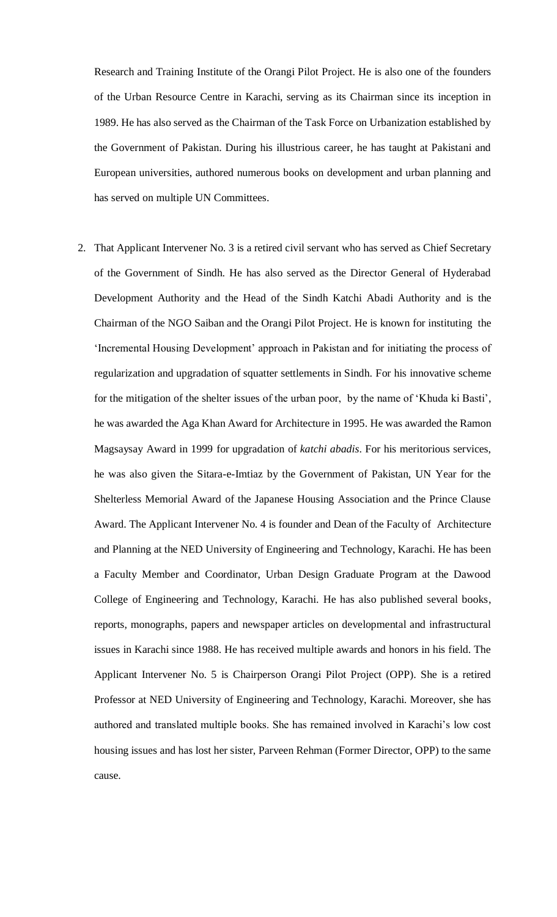Research and Training Institute of the Orangi Pilot Project. He is also one of the founders of the Urban Resource Centre in Karachi, serving as its Chairman since its inception in 1989. He has also served as the Chairman of the Task Force on Urbanization established by the Government of Pakistan. During his illustrious career, he has taught at Pakistani and European universities, authored numerous books on development and urban planning and has served on multiple UN Committees.

2. That Applicant Intervener No. 3 is a retired civil servant who has served as Chief Secretary of the Government of Sindh. He has also served as the Director General of Hyderabad Development Authority and the Head of the Sindh Katchi Abadi Authority and is the Chairman of the NGO Saiban and the Orangi Pilot Project. He is known for instituting the 'Incremental Housing Development' approach in Pakistan and for initiating the process of regularization and upgradation of squatter settlements in Sindh. For his innovative scheme for the mitigation of the shelter issues of the urban poor, by the name of 'Khuda ki Basti', he was awarded the Aga Khan Award for Architecture in 1995. He was awarded the Ramon Magsaysay Award in 1999 for upgradation of *katchi abadis*. For his meritorious services, he was also given the Sitara-e-Imtiaz by the Government of Pakistan, UN Year for the Shelterless Memorial Award of the Japanese Housing Association and the Prince Clause Award. The Applicant Intervener No. 4 is founder and Dean of the Faculty of Architecture and Planning at the NED University of Engineering and Technology, Karachi. He has been a Faculty Member and Coordinator, Urban Design Graduate Program at the Dawood College of Engineering and Technology, Karachi. He has also published several books, reports, monographs, papers and newspaper articles on developmental and infrastructural issues in Karachi since 1988. He has received multiple awards and honors in his field. The Applicant Intervener No. 5 is Chairperson Orangi Pilot Project (OPP). She is a retired Professor at NED University of Engineering and Technology, Karachi. Moreover, she has authored and translated multiple books. She has remained involved in Karachi's low cost housing issues and has lost her sister, Parveen Rehman (Former Director, OPP) to the same cause.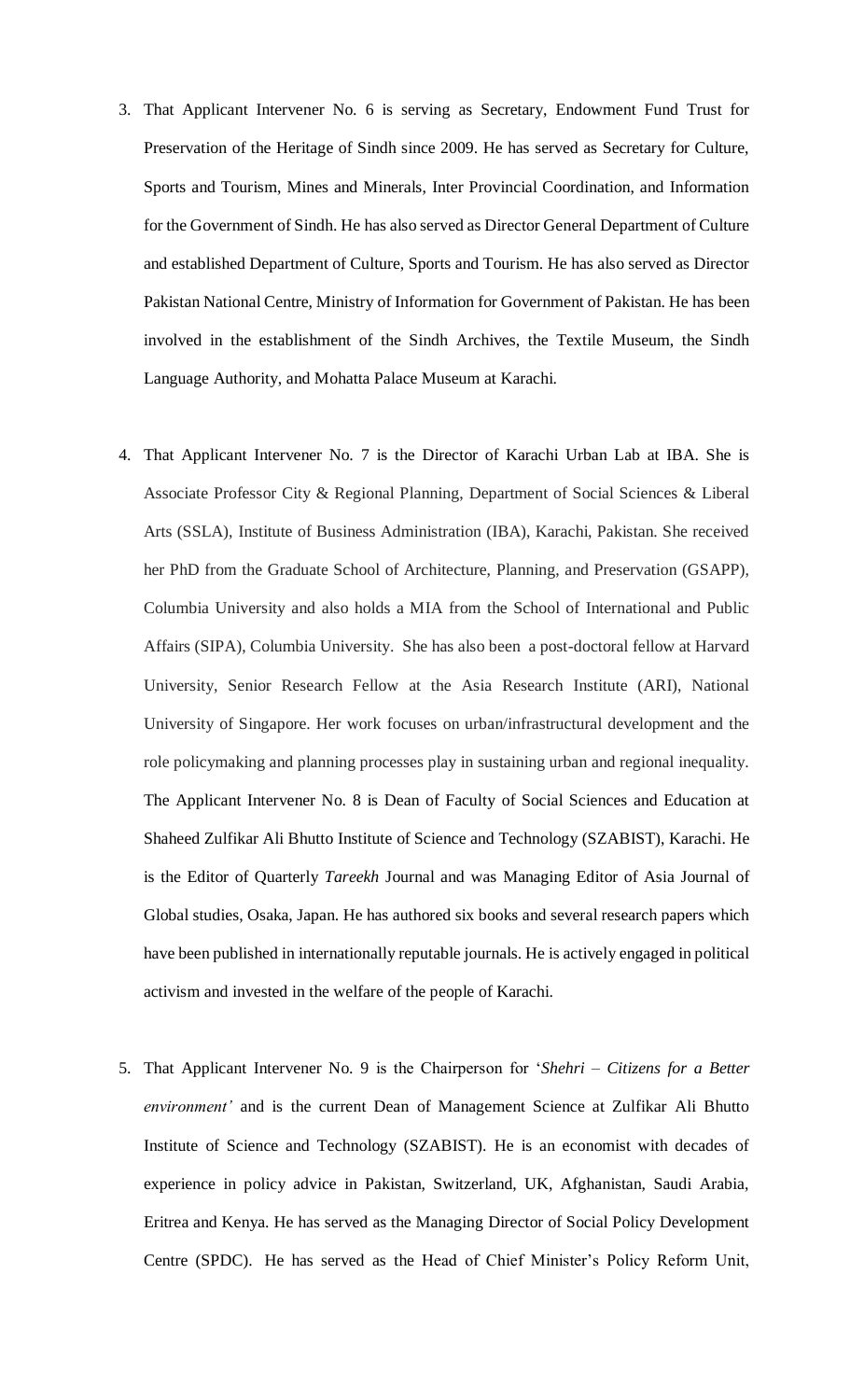3. That Applicant Intervener No. 6 is serving as Secretary, Endowment Fund Trust for Preservation of the Heritage of Sindh since 2009. He has served as Secretary for Culture, Sports and Tourism, Mines and Minerals, Inter Provincial Coordination, and Information for the Government of Sindh. He has also served as Director General Department of Culture and established Department of Culture, Sports and Tourism. He has also served as Director Pakistan National Centre, Ministry of Information for Government of Pakistan. He has been involved in the establishment of the Sindh Archives, the Textile Museum, the Sindh Language Authority, and Mohatta Palace Museum at Karachi.

4. That Applicant Intervener No. 7 is the Director of Karachi Urban Lab at IBA. She is Associate Professor City & Regional Planning, Department of Social Sciences & Liberal Arts (SSLA), Institute of Business Administration (IBA), Karachi, Pakistan. She received her PhD from the Graduate School of Architecture, Planning, and Preservation (GSAPP), Columbia University and also holds a MIA from the School of International and Public Affairs (SIPA), Columbia University. She has also been a post-doctoral fellow at Harvard University, Senior Research Fellow at the Asia Research Institute (ARI), National University of Singapore. Her work focuses on urban/infrastructural development and the role policymaking and planning processes play in sustaining urban and regional inequality. The Applicant Intervener No. 8 is Dean of Faculty of Social Sciences and Education at Shaheed Zulfikar Ali Bhutto Institute of Science and Technology (SZABIST), Karachi. He is the Editor of Quarterly *Tareekh* Journal and was Managing Editor of Asia Journal of Global studies, Osaka, Japan. He has authored six books and several research papers which have been published in internationally reputable journals. He is actively engaged in political activism and invested in the welfare of the people of Karachi.

5. That Applicant Intervener No. 9 is the Chairperson for '*Shehri – Citizens for a Better environment'* and is the current Dean of Management Science at Zulfikar Ali Bhutto Institute of Science and Technology (SZABIST). He is an economist with decades of experience in policy advice in Pakistan, Switzerland, UK, Afghanistan, Saudi Arabia, Eritrea and Kenya. He has served as the Managing Director of Social Policy Development Centre (SPDC). He has served as the Head of Chief Minister's Policy Reform Unit,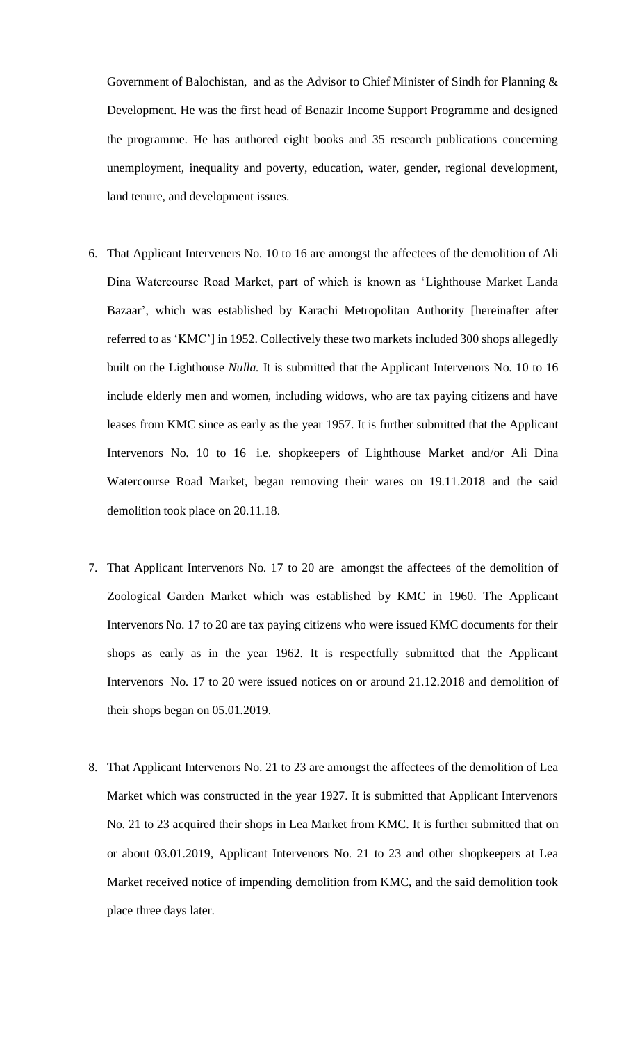Government of Balochistan, and as the Advisor to Chief Minister of Sindh for Planning & Development. He was the first head of Benazir Income Support Programme and designed the programme. He has authored eight books and 35 research publications concerning unemployment, inequality and poverty, education, water, gender, regional development, land tenure, and development issues.

6. That Applicant Interveners No. 10 to 16 are amongst the affectees of the demolition of Ali Dina Watercourse Road Market, part of which is known as 'Lighthouse Market Landa Bazaar', which was established by Karachi Metropolitan Authority [hereinafter after referred to as 'KMC'] in 1952. Collectively these two markets included 300 shops allegedly built on the Lighthouse *Nulla.* It is submitted that the Applicant Intervenors No. 10 to 16 include elderly men and women, including widows, who are tax paying citizens and have leases from KMC since as early as the year 1957. It is further submitted that the Applicant Intervenors No. 10 to 16 i.e. shopkeepers of Lighthouse Market and/or Ali Dina Watercourse Road Market, began removing their wares on 19.11.2018 and the said demolition took place on 20.11.18.

7. That Applicant Intervenors No. 17 to 20 are amongst the affectees of the demolition of Zoological Garden Market which was established by KMC in 1960. The Applicant Intervenors No. 17 to 20 are tax paying citizens who were issued KMC documents for their shops as early as in the year 1962. It is respectfully submitted that the Applicant Intervenors No. 17 to 20 were issued notices on or around 21.12.2018 and demolition of their shops began on 05.01.2019.

8. That Applicant Intervenors No. 21 to 23 are amongst the affectees of the demolition of Lea Market which was constructed in the year 1927. It is submitted that Applicant Intervenors No. 21 to 23 acquired their shops in Lea Market from KMC. It is further submitted that on or about 03.01.2019, Applicant Intervenors No. 21 to 23 and other shopkeepers at Lea Market received notice of impending demolition from KMC, and the said demolition took place three days later.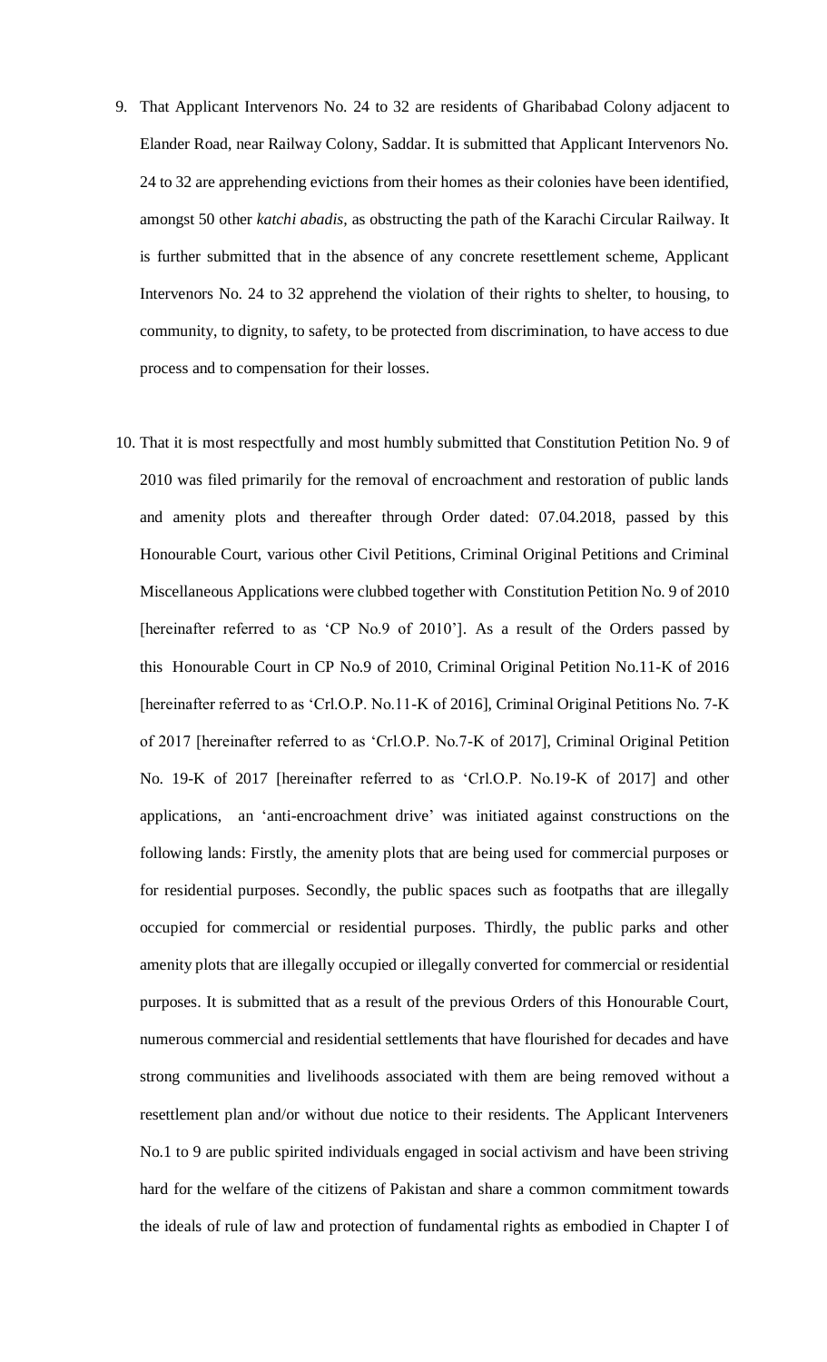9. That Applicant Intervenors No. 24 to 32 are residents of Gharibabad Colony adjacent to Elander Road, near Railway Colony, Saddar. It is submitted that Applicant Intervenors No. 24 to 32 are apprehending evictions from their homes as their colonies have been identified, amongst 50 other *katchi abadis*, as obstructing the path of the Karachi Circular Railway. It is further submitted that in the absence of any concrete resettlement scheme, Applicant Intervenors No. 24 to 32 apprehend the violation of their rights to shelter, to housing, to community, to dignity, to safety, to be protected from discrimination, to have access to due process and to compensation for their losses.

10. That it is most respectfully and most humbly submitted that Constitution Petition No. 9 of 2010 was filed primarily for the removal of encroachment and restoration of public lands and amenity plots and thereafter through Order dated: 07.04.2018, passed by this Honourable Court, various other Civil Petitions, Criminal Original Petitions and Criminal Miscellaneous Applications were clubbed together with Constitution Petition No. 9 of 2010 [hereinafter referred to as 'CP No.9 of 2010']. As a result of the Orders passed by this Honourable Court in CP No.9 of 2010, Criminal Original Petition No.11-K of 2016 [hereinafter referred to as 'Crl.O.P. No.11-K of 2016], Criminal Original Petitions No. 7-K of 2017 [hereinafter referred to as 'Crl.O.P. No.7-K of 2017], Criminal Original Petition No. 19-K of 2017 [hereinafter referred to as 'Crl.O.P. No.19-K of 2017] and other applications, an 'anti-encroachment drive' was initiated against constructions on the following lands: Firstly, the amenity plots that are being used for commercial purposes or for residential purposes. Secondly, the public spaces such as footpaths that are illegally occupied for commercial or residential purposes. Thirdly, the public parks and other amenity plots that are illegally occupied or illegally converted for commercial or residential purposes. It is submitted that as a result of the previous Orders of this Honourable Court, numerous commercial and residential settlements that have flourished for decades and have strong communities and livelihoods associated with them are being removed without a resettlement plan and/or without due notice to their residents. The Applicant Interveners No.1 to 9 are public spirited individuals engaged in social activism and have been striving hard for the welfare of the citizens of Pakistan and share a common commitment towards the ideals of rule of law and protection of fundamental rights as embodied in Chapter I of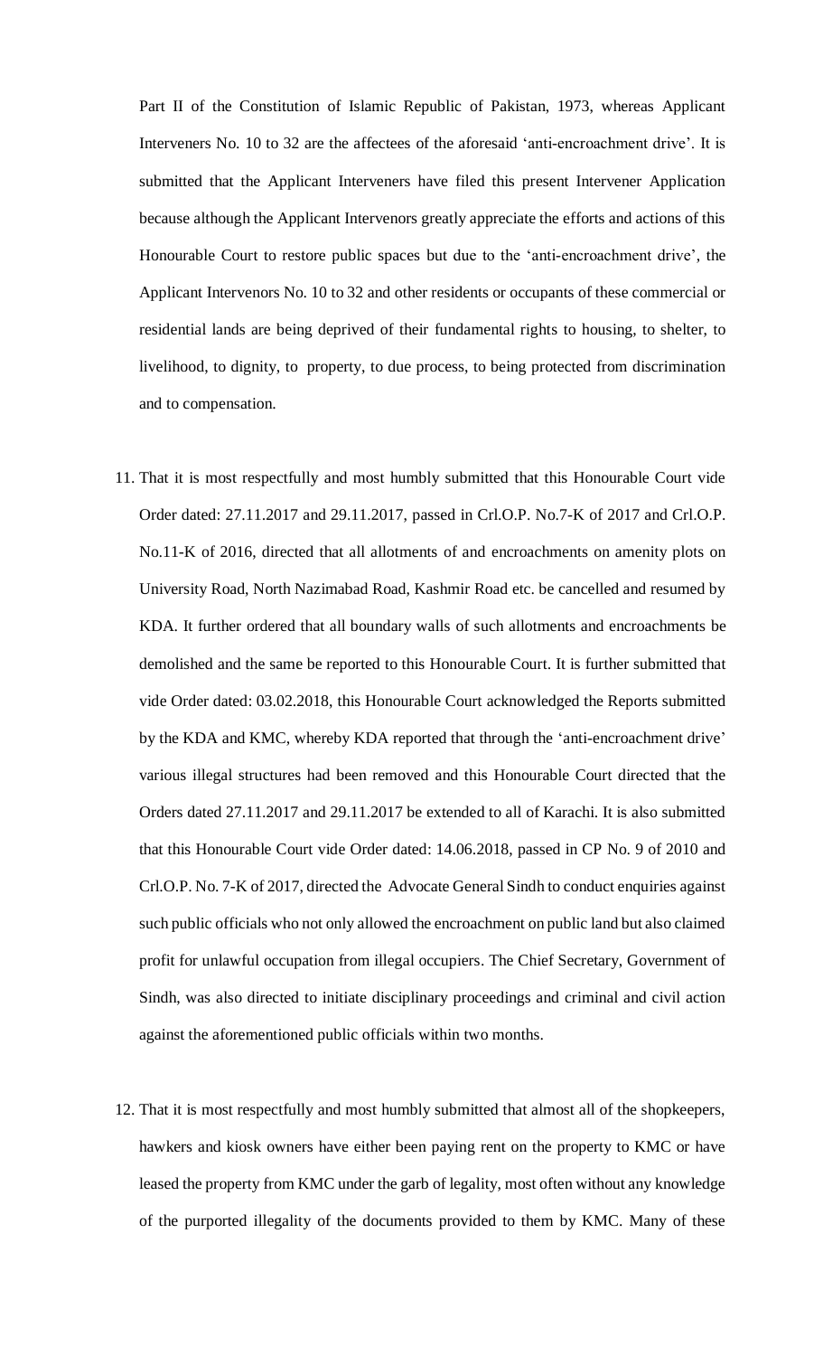Part II of the Constitution of Islamic Republic of Pakistan, 1973, whereas Applicant Interveners No. 10 to 32 are the affectees of the aforesaid 'anti-encroachment drive'. It is submitted that the Applicant Interveners have filed this present Intervener Application because although the Applicant Intervenors greatly appreciate the efforts and actions of this Honourable Court to restore public spaces but due to the 'anti-encroachment drive', the Applicant Intervenors No. 10 to 32 and other residents or occupants of these commercial or residential lands are being deprived of their fundamental rights to housing, to shelter, to livelihood, to dignity, to property, to due process, to being protected from discrimination and to compensation.

11. That it is most respectfully and most humbly submitted that this Honourable Court vide Order dated: 27.11.2017 and 29.11.2017, passed in Crl.O.P. No.7-K of 2017 and Crl.O.P. No.11-K of 2016, directed that all allotments of and encroachments on amenity plots on University Road, North Nazimabad Road, Kashmir Road etc. be cancelled and resumed by KDA. It further ordered that all boundary walls of such allotments and encroachments be demolished and the same be reported to this Honourable Court. It is further submitted that vide Order dated: 03.02.2018, this Honourable Court acknowledged the Reports submitted by the KDA and KMC, whereby KDA reported that through the 'anti-encroachment drive' various illegal structures had been removed and this Honourable Court directed that the Orders dated 27.11.2017 and 29.11.2017 be extended to all of Karachi. It is also submitted that this Honourable Court vide Order dated: 14.06.2018, passed in CP No. 9 of 2010 and Crl.O.P. No. 7-K of 2017, directed the Advocate General Sindh to conduct enquiries against such public officials who not only allowed the encroachment on public land but also claimed profit for unlawful occupation from illegal occupiers. The Chief Secretary, Government of Sindh, was also directed to initiate disciplinary proceedings and criminal and civil action against the aforementioned public officials within two months.

12. That it is most respectfully and most humbly submitted that almost all of the shopkeepers, hawkers and kiosk owners have either been paying rent on the property to KMC or have leased the property from KMC under the garb of legality, most often without any knowledge of the purported illegality of the documents provided to them by KMC. Many of these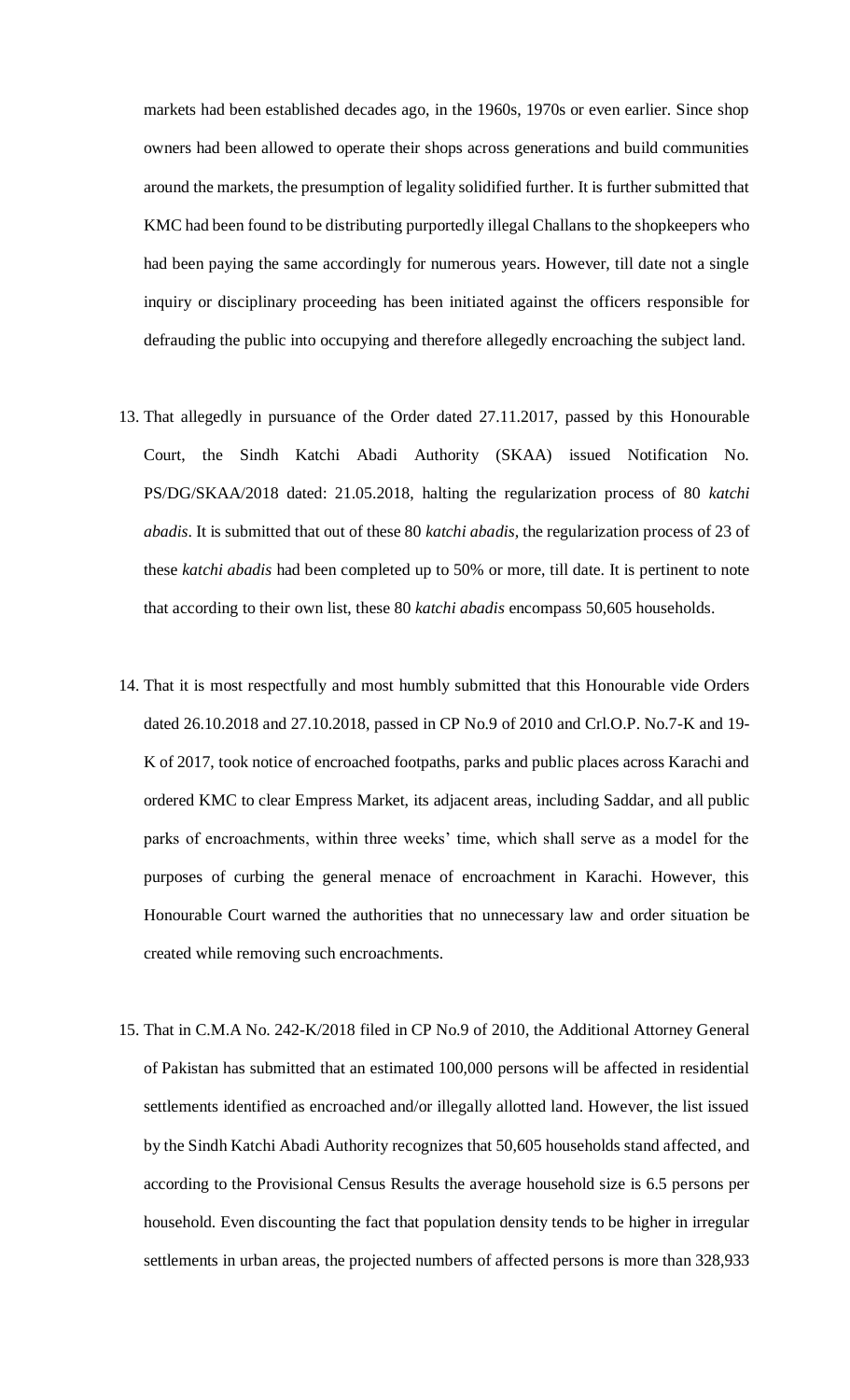markets had been established decades ago, in the 1960s, 1970s or even earlier. Since shop owners had been allowed to operate their shops across generations and build communities around the markets, the presumption of legality solidified further. It is further submitted that KMC had been found to be distributing purportedly illegal Challans to the shopkeepers who had been paying the same accordingly for numerous years. However, till date not a single inquiry or disciplinary proceeding has been initiated against the officers responsible for defrauding the public into occupying and therefore allegedly encroaching the subject land.

13. That allegedly in pursuance of the Order dated 27.11.2017, passed by this Honourable Court, the Sindh Katchi Abadi Authority (SKAA) issued Notification No. PS/DG/SKAA/2018 dated: 21.05.2018, halting the regularization process of 80 *katchi abadis*. It is submitted that out of these 80 *katchi abadis,* the regularization process of 23 of these *katchi abadis* had been completed up to 50% or more, till date. It is pertinent to note that according to their own list, these 80 *katchi abadis* encompass 50,605 households.

14. That it is most respectfully and most humbly submitted that this Honourable vide Orders dated 26.10.2018 and 27.10.2018, passed in CP No.9 of 2010 and Crl.O.P. No.7-K and 19-K of 2017, took notice of encroached footpaths, parks and public places across Karachi and ordered KMC to clear Empress Market, its adjacent areas, including Saddar, and all public parks of encroachments, within three weeks' time, which shall serve as a model for the purposes of curbing the general menace of encroachment in Karachi. However, this Honourable Court warned the authorities that no unnecessary law and order situation be created while removing such encroachments.

15. That in C.M.A No. 242-K/2018 filed in CP No.9 of 2010, the Additional Attorney General of Pakistan has submitted that an estimated 100,000 persons will be affected in residential settlements identified as encroached and/or illegally allotted land. However, the list issued by the Sindh Katchi Abadi Authority recognizes that 50,605 households stand affected, and according to the Provisional Census Results the average household size is 6.5 persons per household. Even discounting the fact that population density tends to be higher in irregular settlements in urban areas, the projected numbers of affected persons is more than 328,933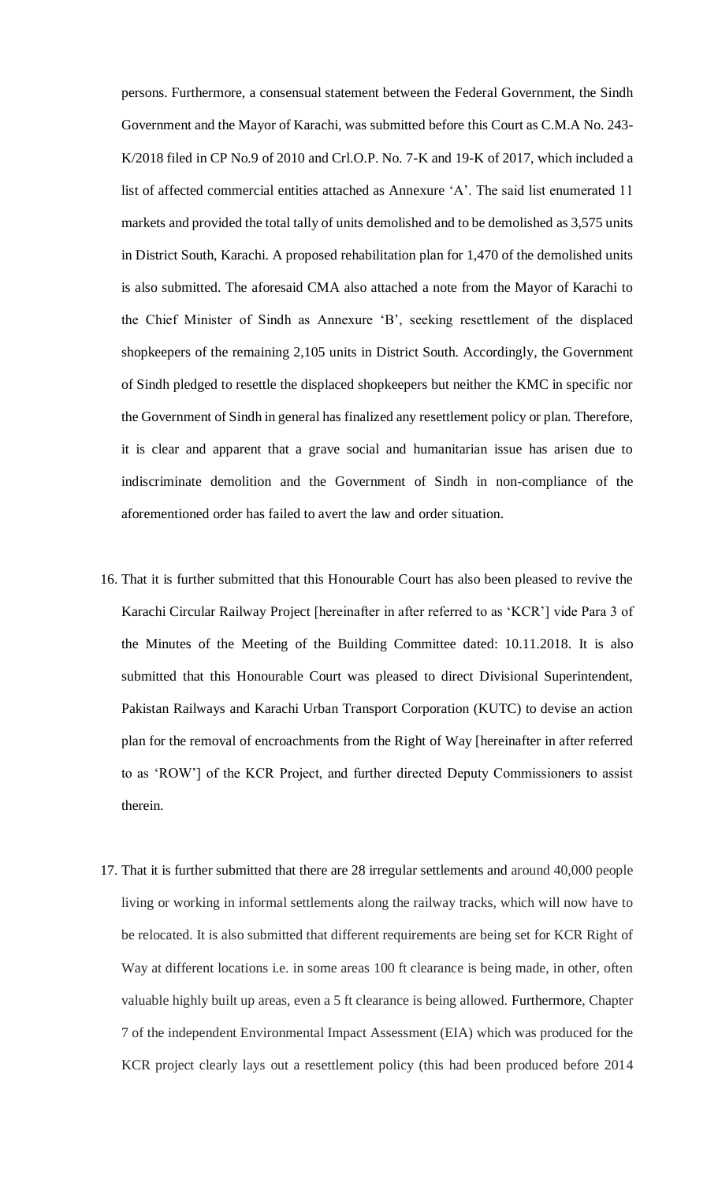persons. Furthermore, a consensual statement between the Federal Government, the Sindh Government and the Mayor of Karachi, was submitted before this Court as C.M.A No. 243-K/2018 filed in CP No.9 of 2010 and Crl.O.P. No. 7-K and 19-K of 2017, which included a list of affected commercial entities attached as Annexure 'A'. The said list enumerated 11 markets and provided the total tally of units demolished and to be demolished as 3,575 units in District South, Karachi. A proposed rehabilitation plan for 1,470 of the demolished units is also submitted. The aforesaid CMA also attached a note from the Mayor of Karachi to the Chief Minister of Sindh as Annexure 'B', seeking resettlement of the displaced shopkeepers of the remaining 2,105 units in District South. Accordingly, the Government of Sindh pledged to resettle the displaced shopkeepers but neither the KMC in specific nor the Government of Sindh in general has finalized any resettlement policy or plan. Therefore, it is clear and apparent that a grave social and humanitarian issue has arisen due to indiscriminate demolition and the Government of Sindh in non-compliance of the aforementioned order has failed to avert the law and order situation.

16. That it is further submitted that this Honourable Court has also been pleased to revive the Karachi Circular Railway Project [hereinafter in after referred to as 'KCR'] vide Para 3 of the Minutes of the Meeting of the Building Committee dated: 10.11.2018. It is also submitted that this Honourable Court was pleased to direct Divisional Superintendent, Pakistan Railways and Karachi Urban Transport Corporation (KUTC) to devise an action plan for the removal of encroachments from the Right of Way [hereinafter in after referred to as 'ROW'] of the KCR Project, and further directed Deputy Commissioners to assist therein.

17. That it is further submitted that there are 28 irregular settlements and around 40,000 people living or working in informal settlements along the railway tracks, which will now have to be relocated. It is also submitted that different requirements are being set for KCR Right of Way at different locations i.e. in some areas 100 ft clearance is being made, in other, often valuable highly built up areas, even a 5 ft clearance is being allowed. Furthermore, Chapter 7 of the independent Environmental Impact Assessment (EIA) which was produced for the KCR project clearly lays out a resettlement policy (this had been produced before 2014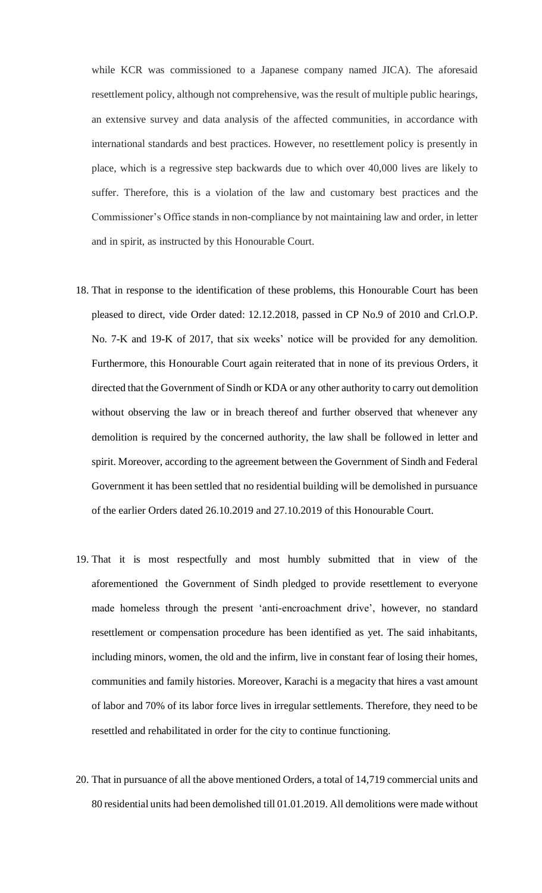while KCR was commissioned to a Japanese company named JICA). The aforesaid resettlement policy, although not comprehensive, was the result of multiple public hearings, an extensive survey and data analysis of the affected communities, in accordance with international standards and best practices. However, no resettlement policy is presently in place, which is a regressive step backwards due to which over 40,000 lives are likely to suffer. Therefore, this is a violation of the law and customary best practices and the Commissioner's Office stands in non-compliance by not maintaining law and order, in letter and in spirit, as instructed by this Honourable Court.

18. That in response to the identification of these problems, this Honourable Court has been pleased to direct, vide Order dated: 12.12.2018, passed in CP No.9 of 2010 and Crl.O.P. No. 7-K and 19-K of 2017, that six weeks' notice will be provided for any demolition. Furthermore, this Honourable Court again reiterated that in none of its previous Orders, it directed that the Government of Sindh or KDA or any other authority to carry out demolition without observing the law or in breach thereof and further observed that whenever any demolition is required by the concerned authority, the law shall be followed in letter and spirit. Moreover, according to the agreement between the Government of Sindh and Federal Government it has been settled that no residential building will be demolished in pursuance of the earlier Orders dated 26.10.2019 and 27.10.2019 of this Honourable Court.

19. That it is most respectfully and most humbly submitted that in view of the aforementioned the Government of Sindh pledged to provide resettlement to everyone made homeless through the present 'anti-encroachment drive', however, no standard resettlement or compensation procedure has been identified as yet. The said inhabitants, including minors, women, the old and the infirm, live in constant fear of losing their homes, communities and family histories. Moreover, Karachi is a megacity that hires a vast amount of labor and 70% of its labor force lives in irregular settlements. Therefore, they need to be resettled and rehabilitated in order for the city to continue functioning.

20. That in pursuance of all the above mentioned Orders, a total of 14,719 commercial units and 80 residential units had been demolished till 01.01.2019. All demolitions were made without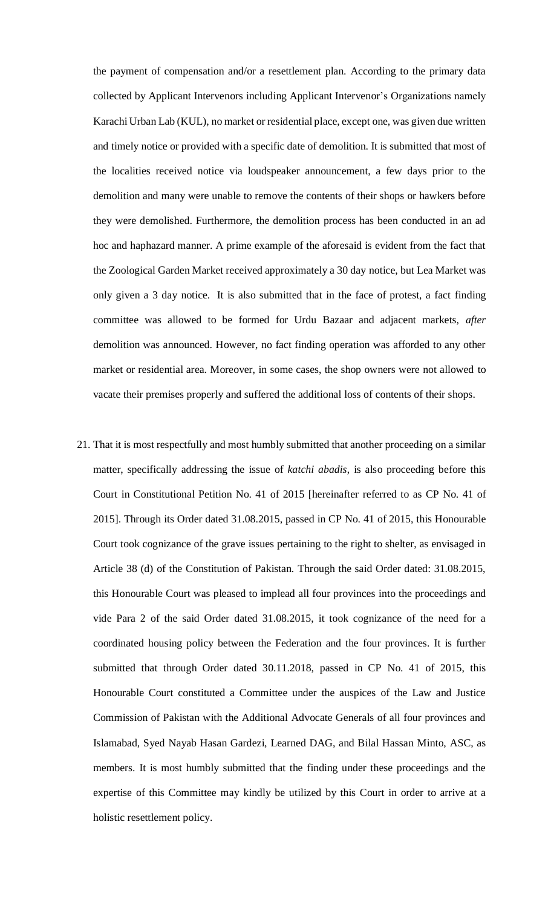the payment of compensation and/or a resettlement plan. According to the primary data collected by Applicant Intervenors including Applicant Intervenor's Organizations namely Karachi Urban Lab (KUL), no market or residential place, except one, was given due written and timely notice or provided with a specific date of demolition. It is submitted that most of the localities received notice via loudspeaker announcement, a few days prior to the demolition and many were unable to remove the contents of their shops or hawkers before they were demolished. Furthermore, the demolition process has been conducted in an ad hoc and haphazard manner. A prime example of the aforesaid is evident from the fact that the Zoological Garden Market received approximately a 30 day notice, but Lea Market was only given a 3 day notice. It is also submitted that in the face of protest, a fact finding committee was allowed to be formed for Urdu Bazaar and adjacent markets, *after* demolition was announced. However, no fact finding operation was afforded to any other market or residential area. Moreover, in some cases, the shop owners were not allowed to vacate their premises properly and suffered the additional loss of contents of their shops.

21. That it is most respectfully and most humbly submitted that another proceeding on a similar matter, specifically addressing the issue of *katchi abadis*, is also proceeding before this Court in Constitutional Petition No. 41 of 2015 [hereinafter referred to as CP No. 41 of 2015]. Through its Order dated 31.08.2015, passed in CP No. 41 of 2015, this Honourable Court took cognizance of the grave issues pertaining to the right to shelter, as envisaged in Article 38 (d) of the Constitution of Pakistan. Through the said Order dated: 31.08.2015, this Honourable Court was pleased to implead all four provinces into the proceedings and vide Para 2 of the said Order dated 31.08.2015, it took cognizance of the need for a coordinated housing policy between the Federation and the four provinces. It is further submitted that through Order dated 30.11.2018, passed in CP No. 41 of 2015, this Honourable Court constituted a Committee under the auspices of the Law and Justice Commission of Pakistan with the Additional Advocate Generals of all four provinces and Islamabad, Syed Nayab Hasan Gardezi, Learned DAG, and Bilal Hassan Minto, ASC, as members. It is most humbly submitted that the finding under these proceedings and the expertise of this Committee may kindly be utilized by this Court in order to arrive at a holistic resettlement policy.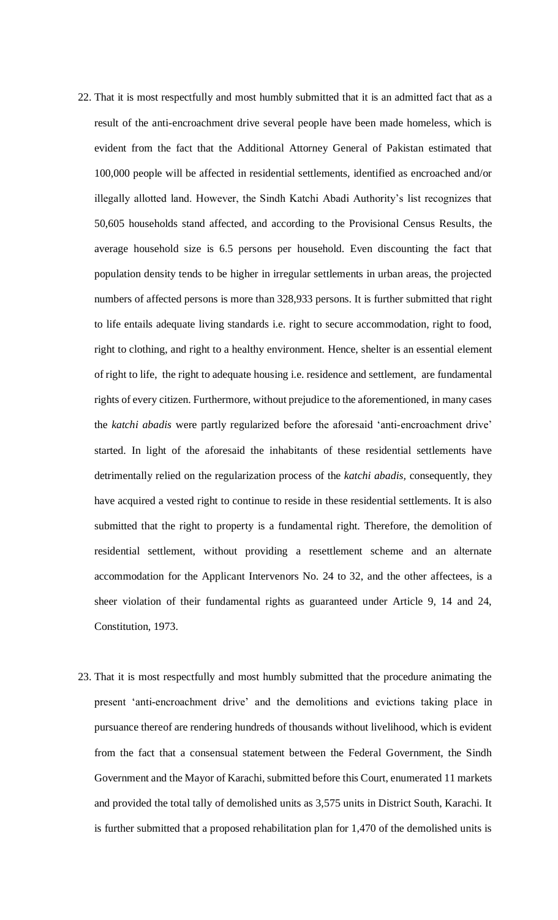22. That it is most respectfully and most humbly submitted that it is an admitted fact that as a result of the anti-encroachment drive several people have been made homeless, which is evident from the fact that the Additional Attorney General of Pakistan estimated that 100,000 people will be affected in residential settlements, identified as encroached and/or illegally allotted land. However, the Sindh Katchi Abadi Authority's list recognizes that 50,605 households stand affected, and according to the Provisional Census Results, the average household size is 6.5 persons per household. Even discounting the fact that population density tends to be higher in irregular settlements in urban areas, the projected numbers of affected persons is more than 328,933 persons. It is further submitted that right to life entails adequate living standards i.e. right to secure accommodation, right to food, right to clothing, and right to a healthy environment. Hence, shelter is an essential element of right to life, the right to adequate housing i.e. residence and settlement, are fundamental rights of every citizen. Furthermore, without prejudice to the aforementioned, in many cases the *katchi abadis* were partly regularized before the aforesaid 'anti-encroachment drive' started. In light of the aforesaid the inhabitants of these residential settlements have detrimentally relied on the regularization process of the *katchi abadis,* consequently, they have acquired a vested right to continue to reside in these residential settlements. It is also submitted that the right to property is a fundamental right. Therefore, the demolition of residential settlement, without providing a resettlement scheme and an alternate accommodation for the Applicant Intervenors No. 24 to 32, and the other affectees, is a sheer violation of their fundamental rights as guaranteed under Article 9, 14 and 24, Constitution, 1973.

23. That it is most respectfully and most humbly submitted that the procedure animating the present 'anti-encroachment drive' and the demolitions and evictions taking place in pursuance thereof are rendering hundreds of thousands without livelihood, which is evident from the fact that a consensual statement between the Federal Government, the Sindh Government and the Mayor of Karachi, submitted before this Court, enumerated 11 markets and provided the total tally of demolished units as 3,575 units in District South, Karachi. It is further submitted that a proposed rehabilitation plan for 1,470 of the demolished units is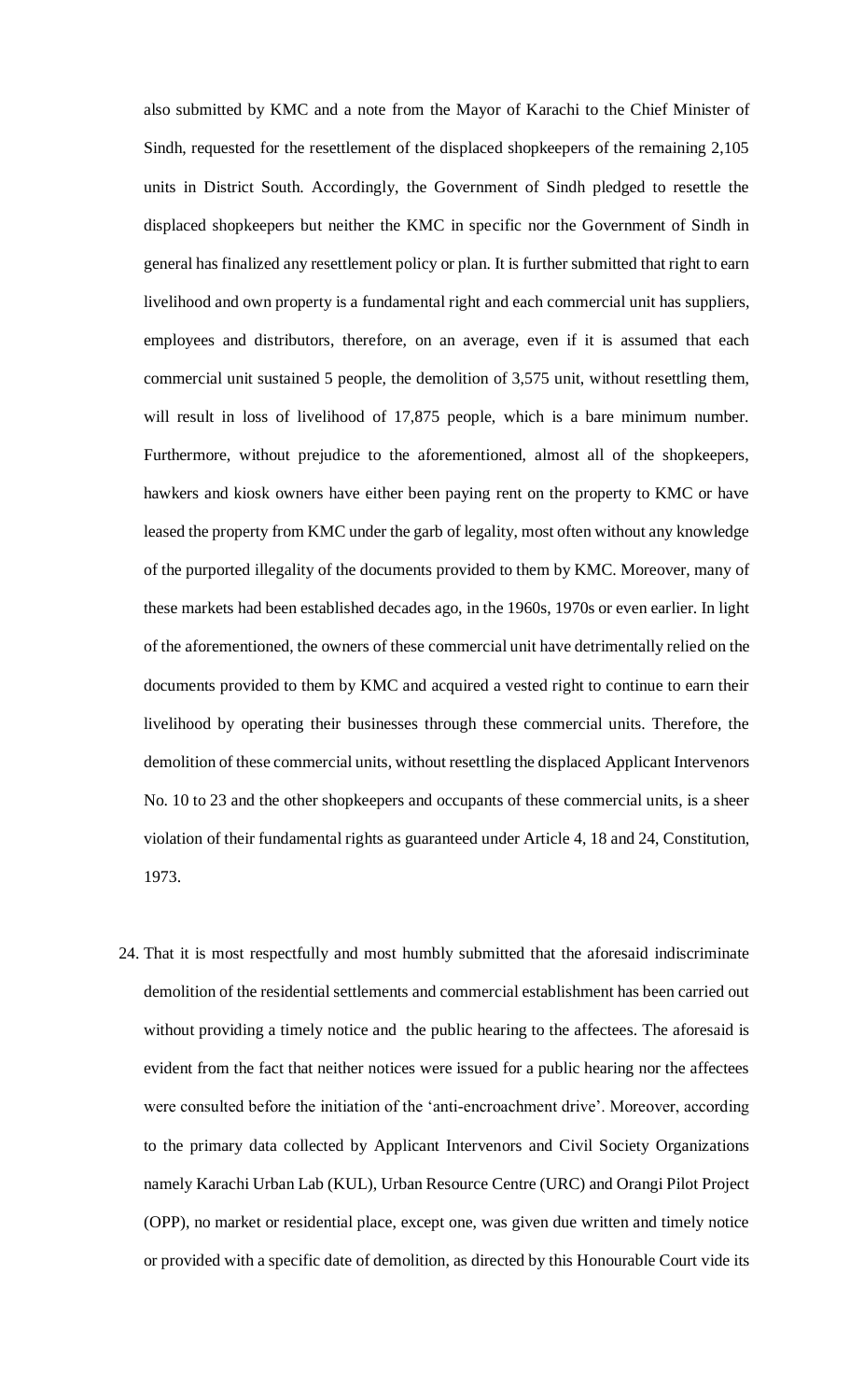also submitted by KMC and a note from the Mayor of Karachi to the Chief Minister of Sindh, requested for the resettlement of the displaced shopkeepers of the remaining 2,105 units in District South. Accordingly, the Government of Sindh pledged to resettle the displaced shopkeepers but neither the KMC in specific nor the Government of Sindh in general has finalized any resettlement policy or plan. It is further submitted that right to earn livelihood and own property is a fundamental right and each commercial unit has suppliers, employees and distributors, therefore, on an average, even if it is assumed that each commercial unit sustained 5 people, the demolition of 3,575 unit, without resettling them, will result in loss of livelihood of 17,875 people, which is a bare minimum number. Furthermore, without prejudice to the aforementioned, almost all of the shopkeepers, hawkers and kiosk owners have either been paying rent on the property to KMC or have leased the property from KMC under the garb of legality, most often without any knowledge of the purported illegality of the documents provided to them by KMC. Moreover, many of these markets had been established decades ago, in the 1960s, 1970s or even earlier. In light of the aforementioned, the owners of these commercial unit have detrimentally relied on the documents provided to them by KMC and acquired a vested right to continue to earn their livelihood by operating their businesses through these commercial units. Therefore, the demolition of these commercial units, without resettling the displaced Applicant Intervenors No. 10 to 23 and the other shopkeepers and occupants of these commercial units, is a sheer violation of their fundamental rights as guaranteed under Article 4, 18 and 24, Constitution, 1973.

24. That it is most respectfully and most humbly submitted that the aforesaid indiscriminate demolition of the residential settlements and commercial establishment has been carried out without providing a timely notice and the public hearing to the affectees. The aforesaid is evident from the fact that neither notices were issued for a public hearing nor the affectees were consulted before the initiation of the 'anti-encroachment drive'. Moreover, according to the primary data collected by Applicant Intervenors and Civil Society Organizations namely Karachi Urban Lab (KUL), Urban Resource Centre (URC) and Orangi Pilot Project (OPP), no market or residential place, except one, was given due written and timely notice or provided with a specific date of demolition, as directed by this Honourable Court vide its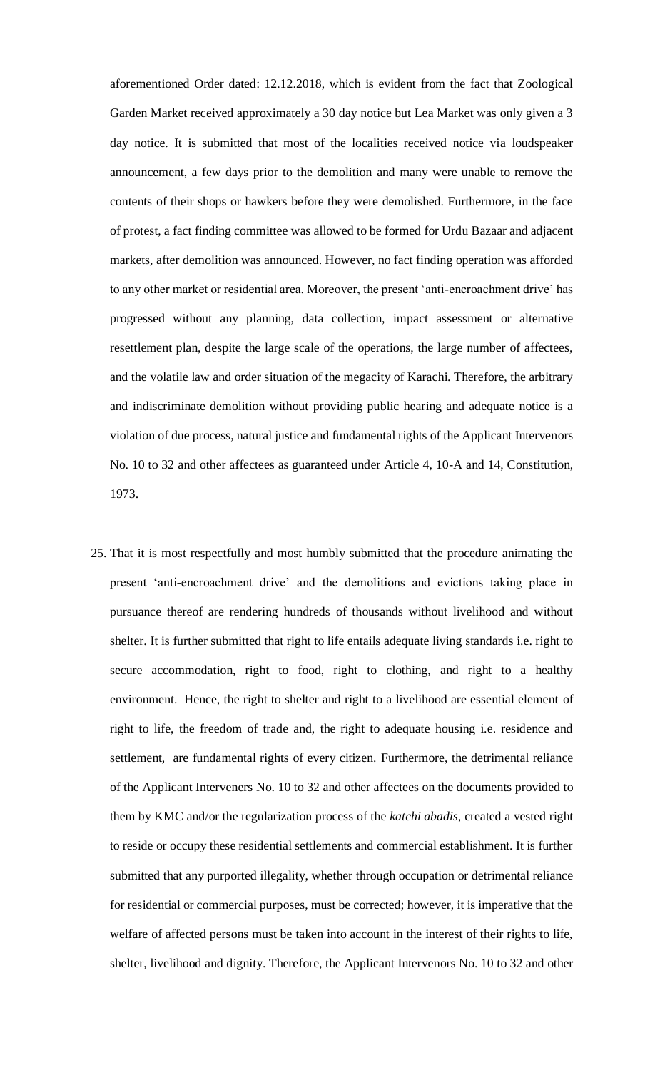aforementioned Order dated: 12.12.2018, which is evident from the fact that Zoological Garden Market received approximately a 30 day notice but Lea Market was only given a 3 day notice. It is submitted that most of the localities received notice via loudspeaker announcement, a few days prior to the demolition and many were unable to remove the contents of their shops or hawkers before they were demolished. Furthermore, in the face of protest, a fact finding committee was allowed to be formed for Urdu Bazaar and adjacent markets, after demolition was announced. However, no fact finding operation was afforded to any other market or residential area. Moreover, the present 'anti-encroachment drive' has progressed without any planning, data collection, impact assessment or alternative resettlement plan, despite the large scale of the operations, the large number of affectees, and the volatile law and order situation of the megacity of Karachi. Therefore, the arbitrary and indiscriminate demolition without providing public hearing and adequate notice is a violation of due process, natural justice and fundamental rights of the Applicant Intervenors No. 10 to 32 and other affectees as guaranteed under Article 4, 10-A and 14, Constitution, 1973.

25. That it is most respectfully and most humbly submitted that the procedure animating the present 'anti-encroachment drive' and the demolitions and evictions taking place in pursuance thereof are rendering hundreds of thousands without livelihood and without shelter. It is further submitted that right to life entails adequate living standards i.e. right to secure accommodation, right to food, right to clothing, and right to a healthy environment. Hence, the right to shelter and right to a livelihood are essential element of right to life, the freedom of trade and, the right to adequate housing i.e. residence and settlement, are fundamental rights of every citizen. Furthermore, the detrimental reliance of the Applicant Interveners No. 10 to 32 and other affectees on the documents provided to them by KMC and/or the regularization process of the *katchi abadis,* created a vested right to reside or occupy these residential settlements and commercial establishment. It is further submitted that any purported illegality, whether through occupation or detrimental reliance for residential or commercial purposes, must be corrected; however, it is imperative that the welfare of affected persons must be taken into account in the interest of their rights to life, shelter, livelihood and dignity. Therefore, the Applicant Intervenors No. 10 to 32 and other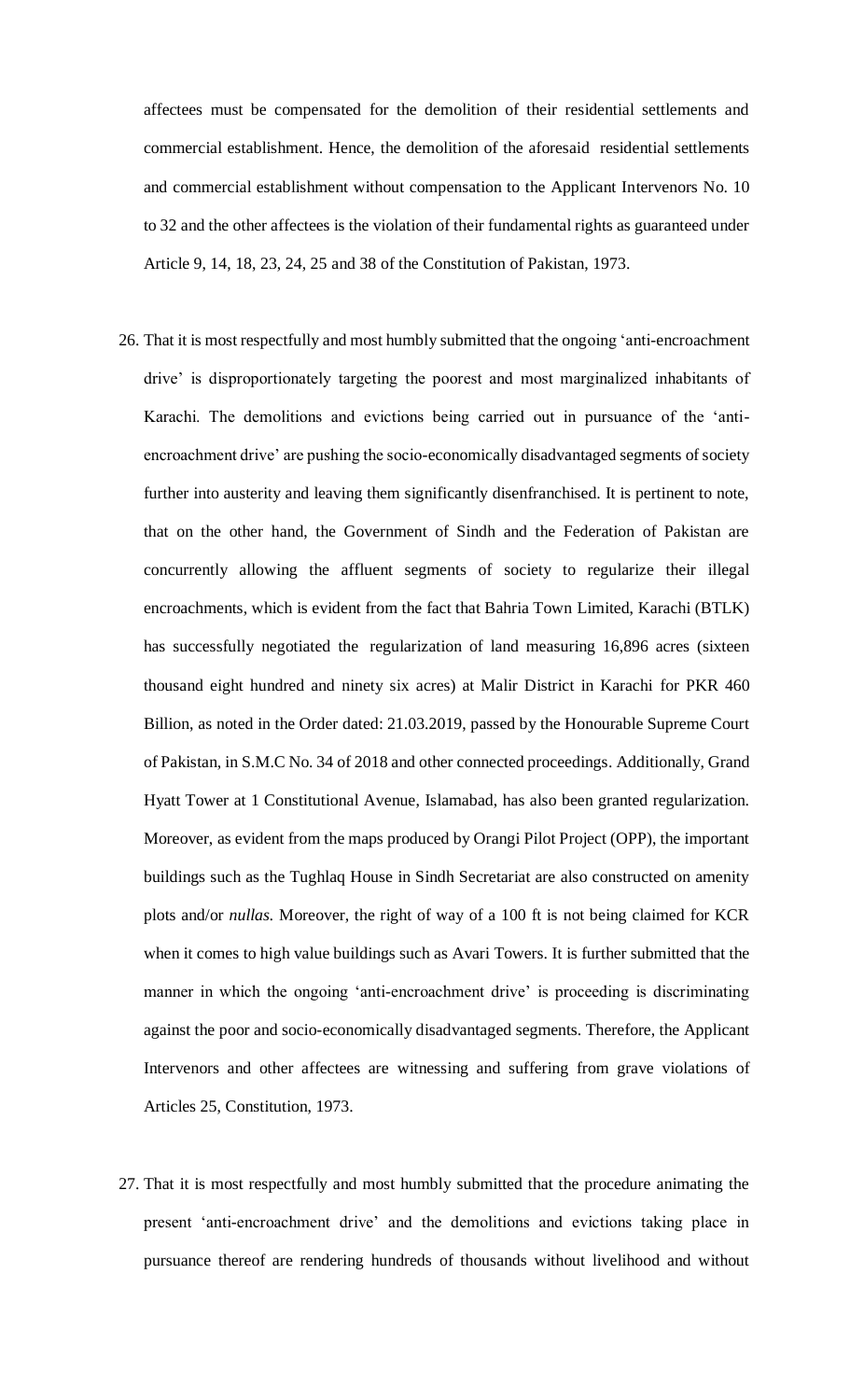affectees must be compensated for the demolition of their residential settlements and commercial establishment. Hence, the demolition of the aforesaid residential settlements and commercial establishment without compensation to the Applicant Intervenors No. 10 to 32 and the other affectees is the violation of their fundamental rights as guaranteed under Article 9, 14, 18, 23, 24, 25 and 38 of the Constitution of Pakistan, 1973.

26. That it is most respectfully and most humbly submitted that the ongoing 'anti-encroachment drive' is disproportionately targeting the poorest and most marginalized inhabitants of Karachi. The demolitions and evictions being carried out in pursuance of the 'anti-encroachment drive' are pushing the socio-economically disadvantaged segments of society further into austerity and leaving them significantly disenfranchised. It is pertinent to note, that on the other hand, the Government of Sindh and the Federation of Pakistan are concurrently allowing the affluent segments of society to regularize their illegal encroachments, which is evident from the fact that Bahria Town Limited, Karachi (BTLK) has successfully negotiated the regularization of land measuring 16,896 acres (sixteen thousand eight hundred and ninety six acres) at Malir District in Karachi for PKR 460 Billion, as noted in the Order dated: 21.03.2019, passed by the Honourable Supreme Court of Pakistan, in S.M.C No. 34 of 2018 and other connected proceedings. Additionally, Grand Hyatt Tower at 1 Constitutional Avenue, Islamabad, has also been granted regularization. Moreover, as evident from the maps produced by Orangi Pilot Project (OPP), the important buildings such as the Tughlaq House in Sindh Secretariat are also constructed on amenity plots and/or *nullas*. Moreover, the right of way of a 100 ft is not being claimed for KCR when it comes to high value buildings such as Avari Towers. It is further submitted that the manner in which the ongoing 'anti-encroachment drive' is proceeding is discriminating against the poor and socio-economically disadvantaged segments. Therefore, the Applicant Intervenors and other affectees are witnessing and suffering from grave violations of Articles 25, Constitution, 1973.

27. That it is most respectfully and most humbly submitted that the procedure animating the present 'anti-encroachment drive' and the demolitions and evictions taking place in pursuance thereof are rendering hundreds of thousands without livelihood and without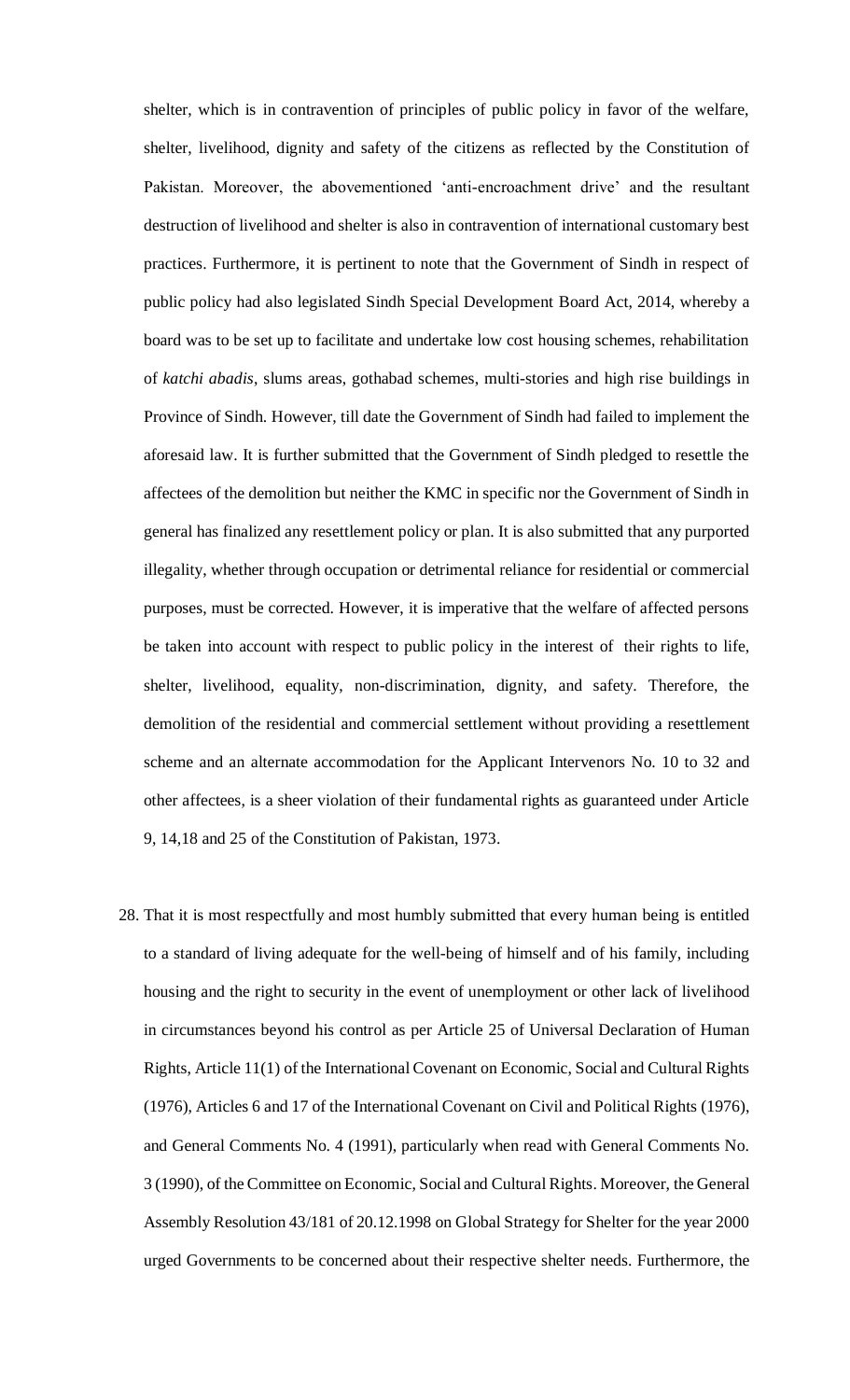shelter, which is in contravention of principles of public policy in favor of the welfare, shelter, livelihood, dignity and safety of the citizens as reflected by the Constitution of Pakistan. Moreover, the abovementioned 'anti-encroachment drive' and the resultant destruction of livelihood and shelter is also in contravention of international customary best practices. Furthermore, it is pertinent to note that the Government of Sindh in respect of public policy had also legislated Sindh Special Development Board Act, 2014, whereby a board was to be set up to facilitate and undertake low cost housing schemes, rehabilitation of *katchi abadis*, slums areas, gothabad schemes, multi-stories and high rise buildings in Province of Sindh. However, till date the Government of Sindh had failed to implement the aforesaid law. It is further submitted that the Government of Sindh pledged to resettle the affectees of the demolition but neither the KMC in specific nor the Government of Sindh in general has finalized any resettlement policy or plan. It is also submitted that any purported illegality, whether through occupation or detrimental reliance for residential or commercial purposes, must be corrected. However, it is imperative that the welfare of affected persons be taken into account with respect to public policy in the interest of their rights to life, shelter, livelihood, equality, non-discrimination, dignity, and safety. Therefore, the demolition of the residential and commercial settlement without providing a resettlement scheme and an alternate accommodation for the Applicant Intervenors No. 10 to 32 and other affectees, is a sheer violation of their fundamental rights as guaranteed under Article 9, 14,18 and 25 of the Constitution of Pakistan, 1973.

28. That it is most respectfully and most humbly submitted that every human being is entitled to a standard of living adequate for the well-being of himself and of his family, including housing and the right to security in the event of unemployment or other lack of livelihood in circumstances beyond his control as per Article 25 of Universal Declaration of Human Rights, Article 11(1) of the International Covenant on Economic, Social and Cultural Rights (1976), Articles 6 and 17 of the International Covenant on Civil and Political Rights (1976), and General Comments No. 4 (1991), particularly when read with General Comments No. 3 (1990), of the Committee on Economic, Social and Cultural Rights. Moreover, the General Assembly Resolution 43/181 of 20.12.1998 on Global Strategy for Shelter for the year 2000 urged Governments to be concerned about their respective shelter needs. Furthermore, the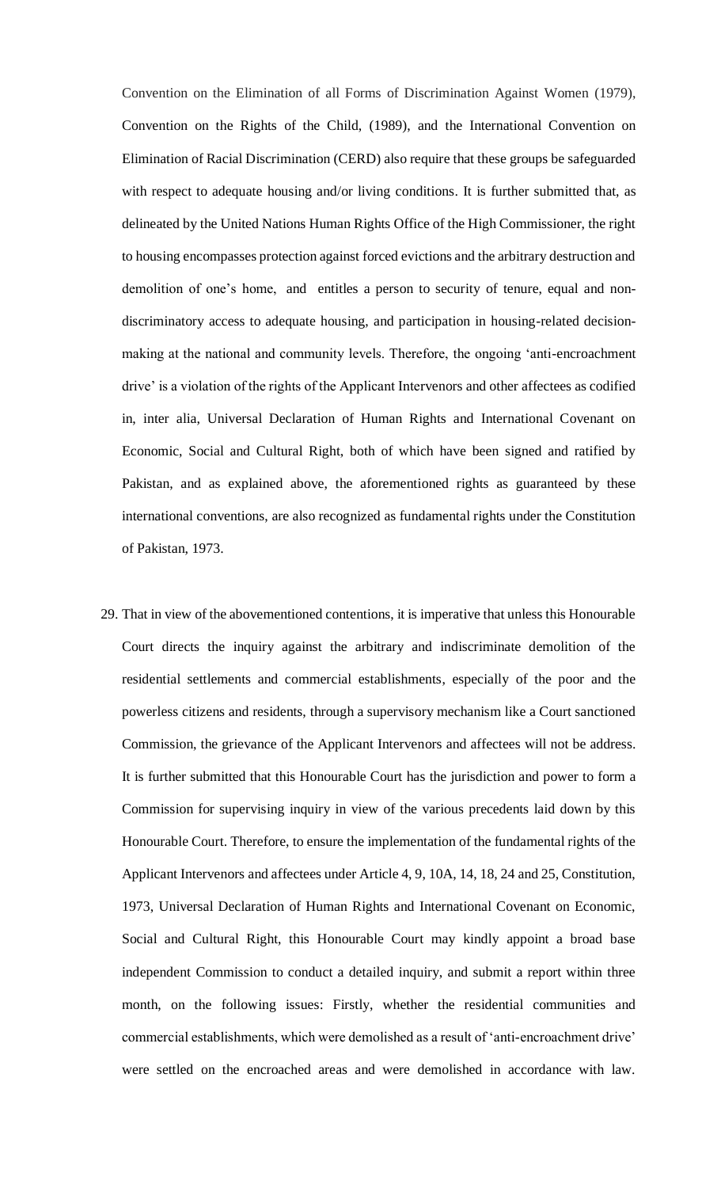Convention on the Elimination of all Forms of Discrimination Against Women (1979), Convention on the Rights of the Child, (1989), and the International Convention on Elimination of Racial Discrimination (CERD) also require that these groups be safeguarded with respect to adequate housing and/or living conditions. It is further submitted that, as delineated by the United Nations Human Rights Office of the High Commissioner, the right to housing encompasses protection against forced evictions and the arbitrary destruction and demolition of one's home, and entitles a person to security of tenure, equal and non-discriminatory access to adequate housing, and participation in housing-related decision-making at the national and community levels. Therefore, the ongoing 'anti-encroachment drive' is a violation of the rights of the Applicant Intervenors and other affectees as codified in, inter alia, Universal Declaration of Human Rights and International Covenant on Economic, Social and Cultural Right, both of which have been signed and ratified by Pakistan, and as explained above, the aforementioned rights as guaranteed by these international conventions, are also recognized as fundamental rights under the Constitution of Pakistan, 1973.

29. That in view of the abovementioned contentions, it is imperative that unless this Honourable Court directs the inquiry against the arbitrary and indiscriminate demolition of the residential settlements and commercial establishments, especially of the poor and the powerless citizens and residents, through a supervisory mechanism like a Court sanctioned Commission, the grievance of the Applicant Intervenors and affectees will not be address. It is further submitted that this Honourable Court has the jurisdiction and power to form a Commission for supervising inquiry in view of the various precedents laid down by this Honourable Court. Therefore, to ensure the implementation of the fundamental rights of the Applicant Intervenors and affectees under Article 4, 9, 10A, 14, 18, 24 and 25, Constitution, 1973, Universal Declaration of Human Rights and International Covenant on Economic, Social and Cultural Right, this Honourable Court may kindly appoint a broad base independent Commission to conduct a detailed inquiry, and submit a report within three month, on the following issues: Firstly, whether the residential communities and commercial establishments, which were demolished as a result of 'anti-encroachment drive' were settled on the encroached areas and were demolished in accordance with law.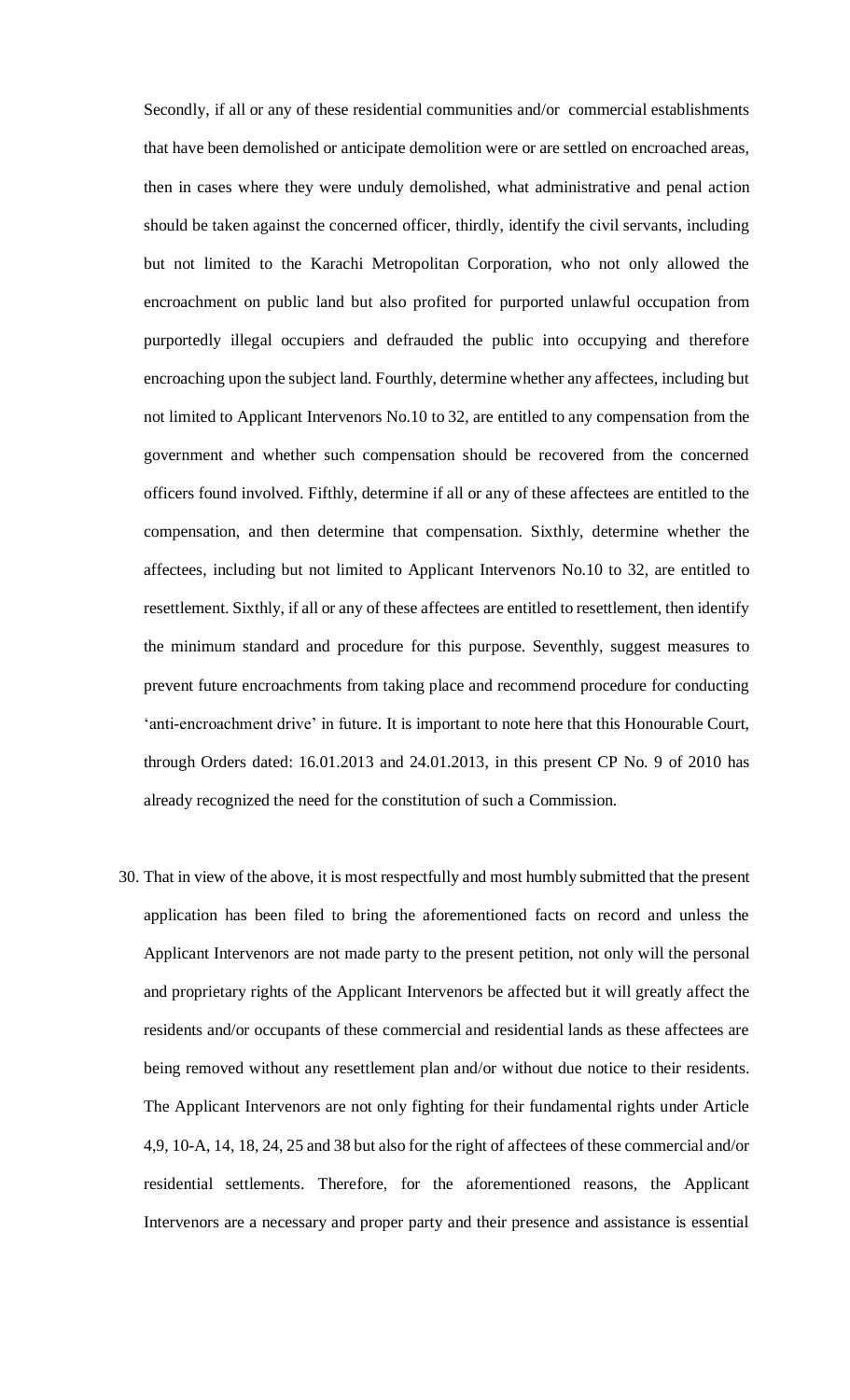Secondly, if all or any of these residential communities and/or commercial establishments that have been demolished or anticipate demolition were or are settled on encroached areas, then in cases where they were unduly demolished, what administrative and penal action should be taken against the concerned officer, thirdly, identify the civil servants, including but not limited to the Karachi Metropolitan Corporation, who not only allowed the encroachment on public land but also profited for purported unlawful occupation from purportedly illegal occupiers and defrauded the public into occupying and therefore encroaching upon the subject land. Fourthly, determine whether any affectees, including but not limited to Applicant Intervenors No.10 to 32, are entitled to any compensation from the government and whether such compensation should be recovered from the concerned officers found involved. Fifthly, determine if all or any of these affectees are entitled to the compensation, and then determine that compensation. Sixthly, determine whether the affectees, including but not limited to Applicant Intervenors No.10 to 32, are entitled to resettlement. Sixthly, if all or any of these affectees are entitled to resettlement, then identify the minimum standard and procedure for this purpose. Seventhly, suggest measures to prevent future encroachments from taking place and recommend procedure for conducting 'anti-encroachment drive' in future. It is important to note here that this Honourable Court, through Orders dated: 16.01.2013 and 24.01.2013, in this present CP No. 9 of 2010 has already recognized the need for the constitution of such a Commission.

30. That in view of the above, it is most respectfully and most humbly submitted that the present application has been filed to bring the aforementioned facts on record and unless the Applicant Intervenors are not made party to the present petition, not only will the personal and proprietary rights of the Applicant Intervenors be affected but it will greatly affect the residents and/or occupants of these commercial and residential lands as these affectees are being removed without any resettlement plan and/or without due notice to their residents. The Applicant Intervenors are not only fighting for their fundamental rights under Article 4,9, 10-A, 14, 18, 24, 25 and 38 but also for the right of affectees of these commercial and/or residential settlements. Therefore, for the aforementioned reasons, the Applicant Intervenors are a necessary and proper party and their presence and assistance is essential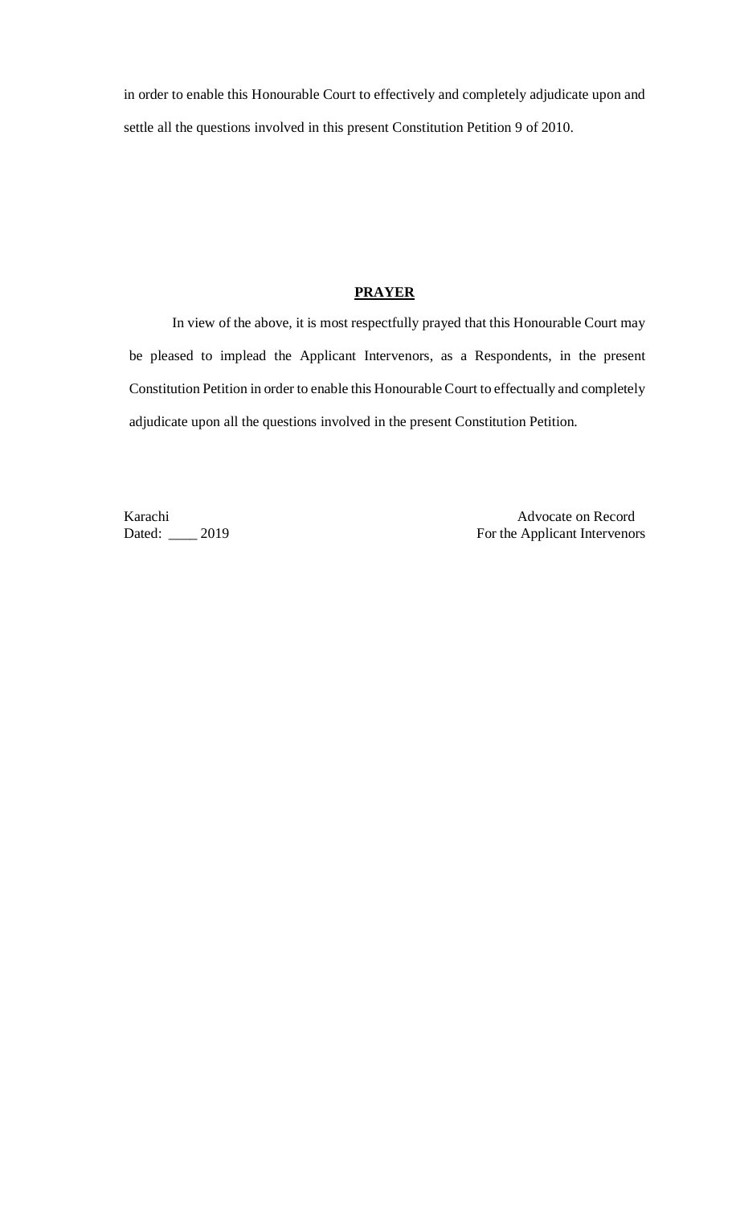in order to enable this Honourable Court to effectively and completely adjudicate upon and settle all the questions involved in this present Constitution Petition 9 of 2010.

**PRAYER**

In view of the above, it is most respectfully prayed that this Honourable Court may be pleased to implead the Applicant Intervenors, as a Respondents, in the present Constitution Petition in order to enable this Honourable Court to effectually and completely adjudicate upon all the questions involved in the present Constitution Petition.

Karachi
Dated: ____ 2019

Advocate on Record
For the Applicant Intervenors